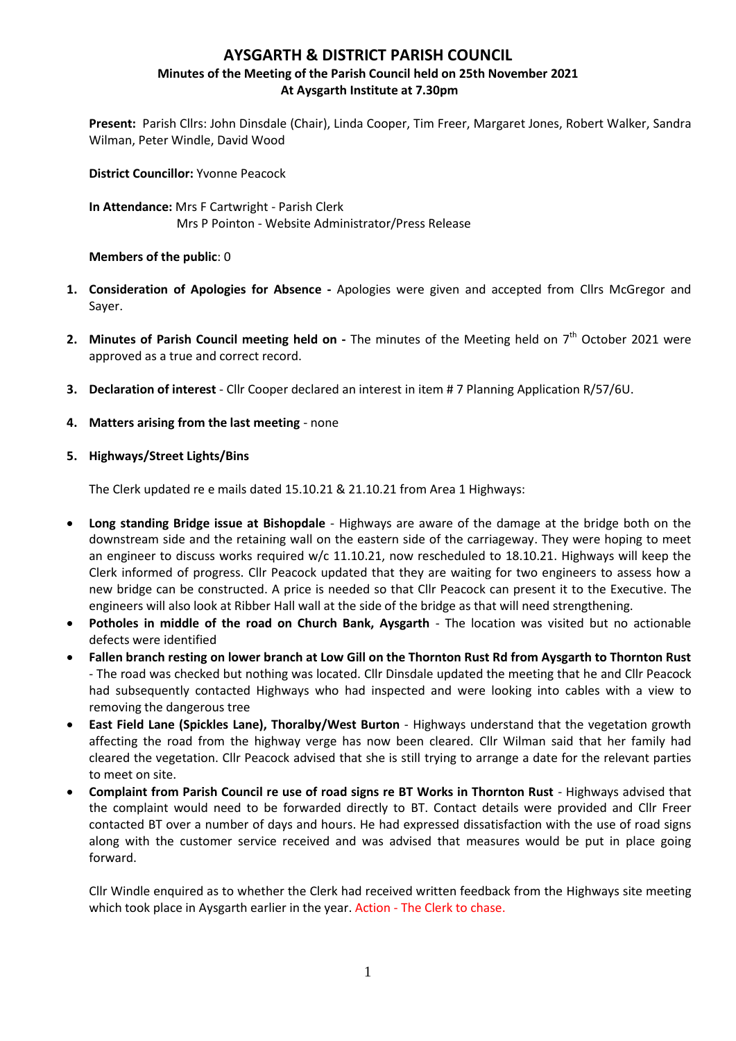# AYSGARTH & DISTRICT PARISH COUNCIL

## Minutes of the Meeting of the Parish Council held on 25th November 2021

## At Aysgarth Institute at 7.30pm

**Present:** Parish Cllrs: John Dinsdale (Chair), Linda Cooper, Tim Freer, Margaret Jones, Robert Walker, Sandra Wilman, Peter Windle, David Wood

**District Councillor:** Yvonne Peacock

**In Attendance:** Mrs F Cartwright - Parish Clerk
Mrs P Pointon - Website Administrator/Press Release

**Members of the public**: 0

1. **Consideration of Apologies for Absence -** Apologies were given and accepted from Cllrs McGregor and Sayer.

2. **Minutes of Parish Council meeting held on -** The minutes of the Meeting held on 7th October 2021 were approved as a true and correct record.

3. **Declaration of interest** - Cllr Cooper declared an interest in item # 7 Planning Application R/57/6U.

4. **Matters arising from the last meeting** - none

5. **Highways/Street Lights/Bins**

   The Clerk updated re e mails dated 15.10.21 & 21.10.21 from Area 1 Highways:

- **Long standing Bridge issue at Bishopdale** - Highways are aware of the damage at the bridge both on the downstream side and the retaining wall on the eastern side of the carriageway. They were hoping to meet an engineer to discuss works required w/c 11.10.21, now rescheduled to 18.10.21. Highways will keep the Clerk informed of progress. Cllr Peacock updated that they are waiting for two engineers to assess how a new bridge can be constructed. A price is needed so that Cllr Peacock can present it to the Executive. The engineers will also look at Ribber Hall wall at the side of the bridge as that will need strengthening.
- **Potholes in middle of the road on Church Bank, Aysgarth** - The location was visited but no actionable defects were identified
- **Fallen branch resting on lower branch at Low Gill on the Thornton Rust Rd from Aysgarth to Thornton Rust** - The road was checked but nothing was located. Cllr Dinsdale updated the meeting that he and Cllr Peacock had subsequently contacted Highways who had inspected and were looking into cables with a view to removing the dangerous tree
- **East Field Lane (Spickles Lane), Thoralby/West Burton** - Highways understand that the vegetation growth affecting the road from the highway verge has now been cleared. Cllr Wilman said that her family had cleared the vegetation. Cllr Peacock advised that she is still trying to arrange a date for the relevant parties to meet on site.
- **Complaint from Parish Council re use of road signs re BT Works in Thornton Rust** - Highways advised that the complaint would need to be forwarded directly to BT. Contact details were provided and Cllr Freer contacted BT over a number of days and hours. He had expressed dissatisfaction with the use of road signs along with the customer service received and was advised that measures would be put in place going forward.

Cllr Windle enquired as to whether the Clerk had received written feedback from the Highways site meeting which took place in Aysgarth earlier in the year. Action - The Clerk to chase.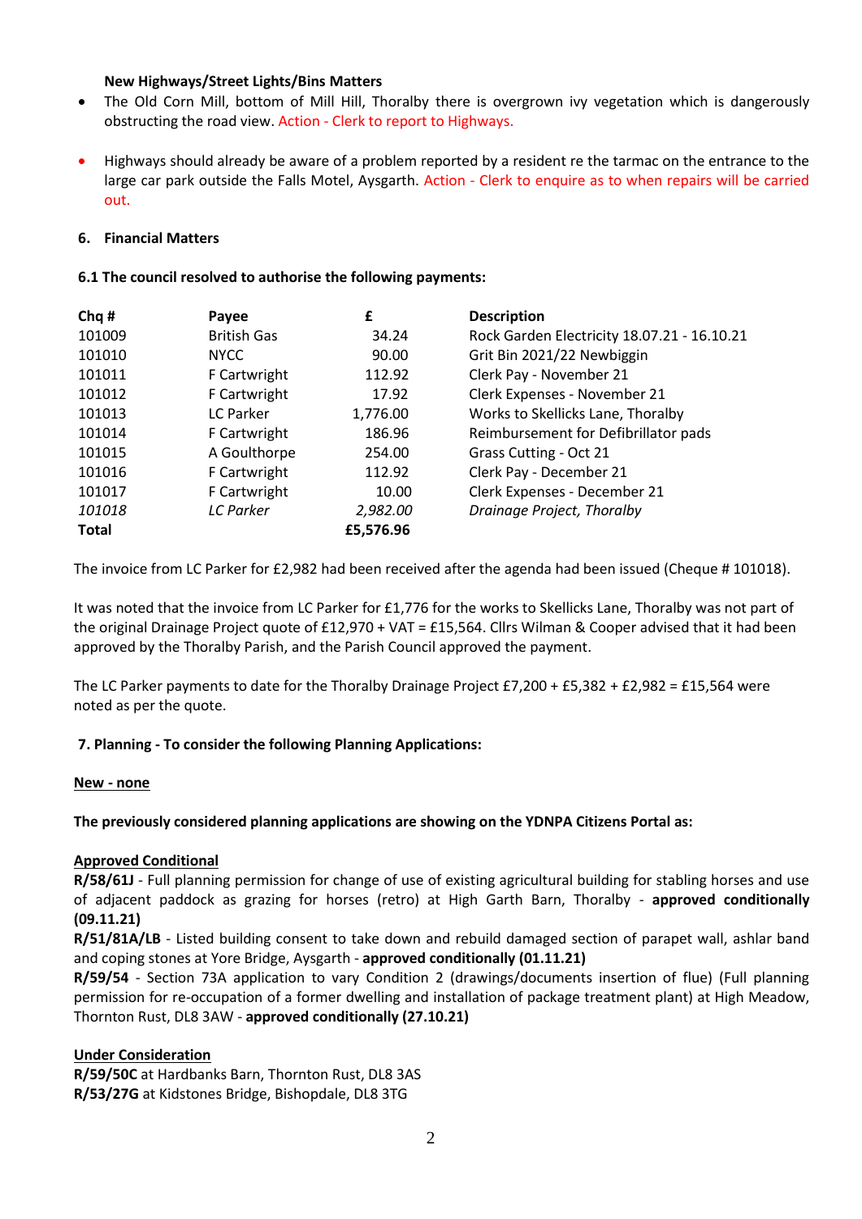**New Highways/Street Lights/Bins Matters**

- The Old Corn Mill, bottom of Mill Hill, Thoralby there is overgrown ivy vegetation which is dangerously obstructing the road view. Action - Clerk to report to Highways.
- Highways should already be aware of a problem reported by a resident re the tarmac on the entrance to the large car park outside the Falls Motel, Aysgarth. Action - Clerk to enquire as to when repairs will be carried out.

**6. Financial Matters**

**6.1 The council resolved to authorise the following payments:**

| Chq # | Payee | £ | Description |
|---|---|---|---|
| 101009 | British Gas | 34.24 | Rock Garden Electricity 18.07.21 - 16.10.21 |
| 101010 | NYCC | 90.00 | Grit Bin 2021/22 Newbiggin |
| 101011 | F Cartwright | 112.92 | Clerk Pay - November 21 |
| 101012 | F Cartwright | 17.92 | Clerk Expenses - November 21 |
| 101013 | LC Parker | 1,776.00 | Works to Skellicks Lane, Thoralby |
| 101014 | F Cartwright | 186.96 | Reimbursement for Defibrillator pads |
| 101015 | A Goulthorpe | 254.00 | Grass Cutting - Oct 21 |
| 101016 | F Cartwright | 112.92 | Clerk Pay - December 21 |
| 101017 | F Cartwright | 10.00 | Clerk Expenses - December 21 |
| *101018* | *LC Parker* | *2,982.00* | *Drainage Project, Thoralby* |
| **Total** | | **£5,576.96** | |

The invoice from LC Parker for £2,982 had been received after the agenda had been issued (Cheque # 101018).

It was noted that the invoice from LC Parker for £1,776 for the works to Skellicks Lane, Thoralby was not part of the original Drainage Project quote of £12,970 + VAT = £15,564. Cllrs Wilman & Cooper advised that it had been approved by the Thoralby Parish, and the Parish Council approved the payment.

The LC Parker payments to date for the Thoralby Drainage Project £7,200 + £5,382 + £2,982 = £15,564 were noted as per the quote.

**7. Planning - To consider the following Planning Applications:**

**New - none**

**The previously considered planning applications are showing on the YDNPA Citizens Portal as:**

**Approved Conditional**

**R/58/61J** - Full planning permission for change of use of existing agricultural building for stabling horses and use of adjacent paddock as grazing for horses (retro) at High Garth Barn, Thoralby - **approved conditionally (09.11.21)**

**R/51/81A/LB** - Listed building consent to take down and rebuild damaged section of parapet wall, ashlar band and coping stones at Yore Bridge, Aysgarth - **approved conditionally (01.11.21)**

**R/59/54** - Section 73A application to vary Condition 2 (drawings/documents insertion of flue) (Full planning permission for re-occupation of a former dwelling and installation of package treatment plant) at High Meadow, Thornton Rust, DL8 3AW - **approved conditionally (27.10.21)**

**Under Consideration**

**R/59/50C** at Hardbanks Barn, Thornton Rust, DL8 3AS

**R/53/27G** at Kidstones Bridge, Bishopdale, DL8 3TG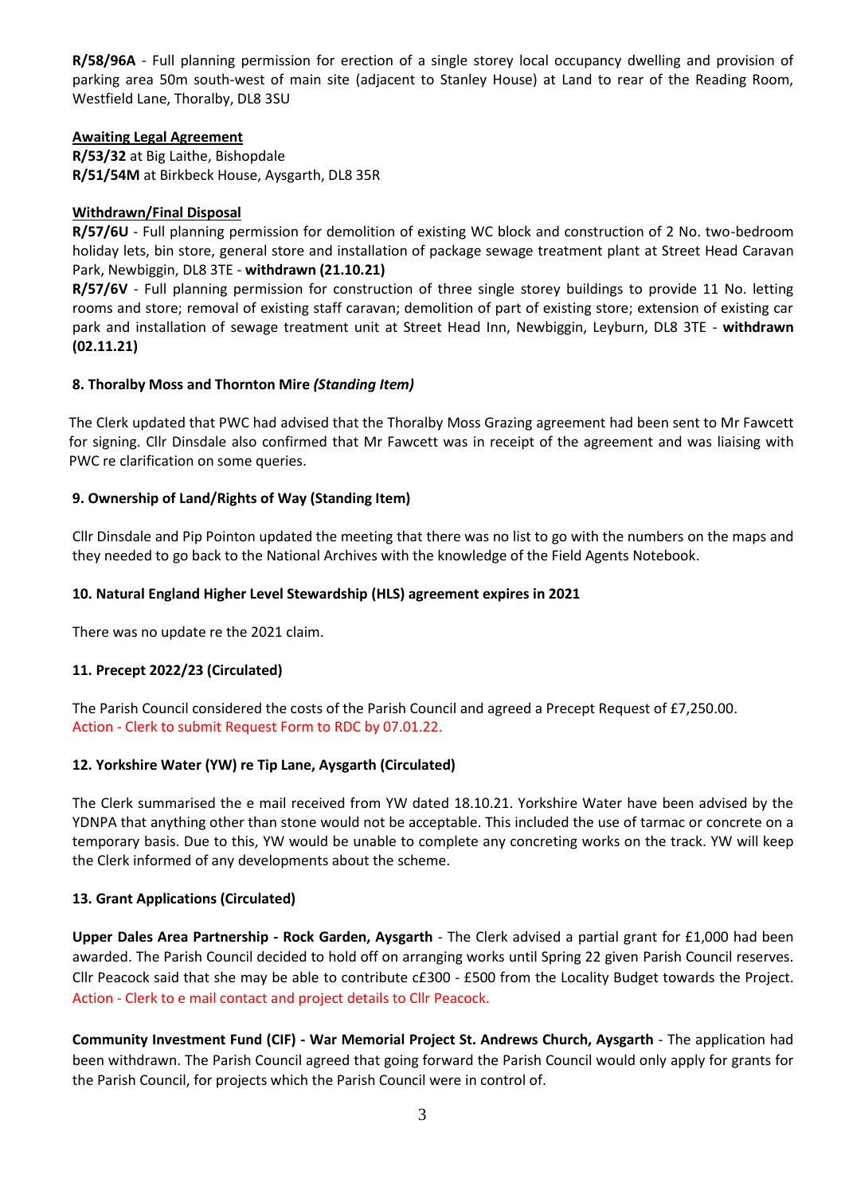**R/58/96A** - Full planning permission for erection of a single storey local occupancy dwelling and provision of parking area 50m south-west of main site (adjacent to Stanley House) at Land to rear of the Reading Room, Westfield Lane, Thoralby, DL8 3SU

**Awaiting Legal Agreement**

**R/53/32** at Big Laithe, Bishopdale
**R/51/54M** at Birkbeck House, Aysgarth, DL8 35R

**Withdrawn/Final Disposal**

**R/57/6U** - Full planning permission for demolition of existing WC block and construction of 2 No. two-bedroom holiday lets, bin store, general store and installation of package sewage treatment plant at Street Head Caravan Park, Newbiggin, DL8 3TE - **withdrawn (21.10.21)**

**R/57/6V** - Full planning permission for construction of three single storey buildings to provide 11 No. letting rooms and store; removal of existing staff caravan; demolition of part of existing store; extension of existing car park and installation of sewage treatment unit at Street Head Inn, Newbiggin, Leyburn, DL8 3TE - **withdrawn (02.11.21)**

**8. Thoralby Moss and Thornton Mire *(Standing Item)***

The Clerk updated that PWC had advised that the Thoralby Moss Grazing agreement had been sent to Mr Fawcett for signing. Cllr Dinsdale also confirmed that Mr Fawcett was in receipt of the agreement and was liaising with PWC re clarification on some queries.

**9. Ownership of Land/Rights of Way (Standing Item)**

Cllr Dinsdale and Pip Pointon updated the meeting that there was no list to go with the numbers on the maps and they needed to go back to the National Archives with the knowledge of the Field Agents Notebook.

**10. Natural England Higher Level Stewardship (HLS) agreement expires in 2021**

There was no update re the 2021 claim.

**11. Precept 2022/23 (Circulated)**

The Parish Council considered the costs of the Parish Council and agreed a Precept Request of £7,250.00.
Action - Clerk to submit Request Form to RDC by 07.01.22.

**12. Yorkshire Water (YW) re Tip Lane, Aysgarth (Circulated)**

The Clerk summarised the e mail received from YW dated 18.10.21. Yorkshire Water have been advised by the YDNPA that anything other than stone would not be acceptable. This included the use of tarmac or concrete on a temporary basis. Due to this, YW would be unable to complete any concreting works on the track. YW will keep the Clerk informed of any developments about the scheme.

**13. Grant Applications (Circulated)**

**Upper Dales Area Partnership - Rock Garden, Aysgarth** - The Clerk advised a partial grant for £1,000 had been awarded. The Parish Council decided to hold off on arranging works until Spring 22 given Parish Council reserves. Cllr Peacock said that she may be able to contribute c£300 - £500 from the Locality Budget towards the Project.
Action - Clerk to e mail contact and project details to Cllr Peacock.

**Community Investment Fund (CIF) - War Memorial Project St. Andrews Church, Aysgarth** - The application had been withdrawn. The Parish Council agreed that going forward the Parish Council would only apply for grants for the Parish Council, for projects which the Parish Council were in control of.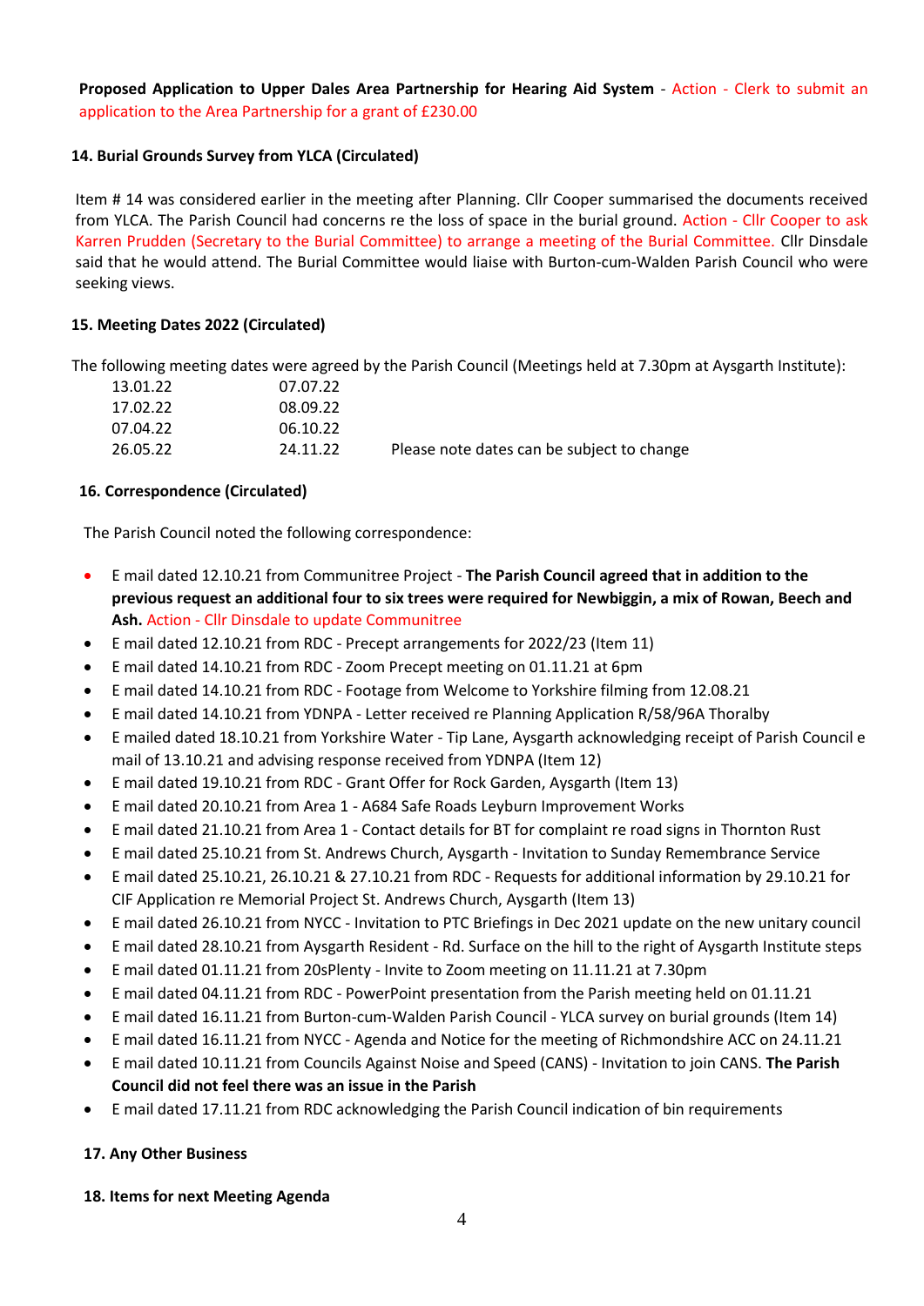**Proposed Application to Upper Dales Area Partnership for Hearing Aid System** - Action - Clerk to submit an application to the Area Partnership for a grant of £230.00

**14. Burial Grounds Survey from YLCA (Circulated)**

Item # 14 was considered earlier in the meeting after Planning. Cllr Cooper summarised the documents received from YLCA. The Parish Council had concerns re the loss of space in the burial ground. Action - Cllr Cooper to ask Karren Prudden (Secretary to the Burial Committee) to arrange a meeting of the Burial Committee. Cllr Dinsdale said that he would attend. The Burial Committee would liaise with Burton-cum-Walden Parish Council who were seeking views.

**15. Meeting Dates 2022 (Circulated)**

The following meeting dates were agreed by the Parish Council (Meetings held at 7.30pm at Aysgarth Institute):

| | | |
|---|---|---|
| 13.01.22 | 07.07.22 | |
| 17.02.22 | 08.09.22 | |
| 07.04.22 | 06.10.22 | |
| 26.05.22 | 24.11.22 | Please note dates can be subject to change |

**16. Correspondence (Circulated)**

The Parish Council noted the following correspondence:

- E mail dated 12.10.21 from Communitree Project - **The Parish Council agreed that in addition to the previous request an additional four to six trees were required for Newbiggin, a mix of Rowan, Beech and Ash.** Action - Cllr Dinsdale to update Communitree
- E mail dated 12.10.21 from RDC - Precept arrangements for 2022/23 (Item 11)
- E mail dated 14.10.21 from RDC - Zoom Precept meeting on 01.11.21 at 6pm
- E mail dated 14.10.21 from RDC - Footage from Welcome to Yorkshire filming from 12.08.21
- E mail dated 14.10.21 from YDNPA - Letter received re Planning Application R/58/96A Thoralby
- E mailed dated 18.10.21 from Yorkshire Water - Tip Lane, Aysgarth acknowledging receipt of Parish Council e mail of 13.10.21 and advising response received from YDNPA (Item 12)
- E mail dated 19.10.21 from RDC - Grant Offer for Rock Garden, Aysgarth (Item 13)
- E mail dated 20.10.21 from Area 1 - A684 Safe Roads Leyburn Improvement Works
- E mail dated 21.10.21 from Area 1 - Contact details for BT for complaint re road signs in Thornton Rust
- E mail dated 25.10.21 from St. Andrews Church, Aysgarth - Invitation to Sunday Remembrance Service
- E mail dated 25.10.21, 26.10.21 & 27.10.21 from RDC - Requests for additional information by 29.10.21 for CIF Application re Memorial Project St. Andrews Church, Aysgarth (Item 13)
- E mail dated 26.10.21 from NYCC - Invitation to PTC Briefings in Dec 2021 update on the new unitary council
- E mail dated 28.10.21 from Aysgarth Resident - Rd. Surface on the hill to the right of Aysgarth Institute steps
- E mail dated 01.11.21 from 20sPlenty - Invite to Zoom meeting on 11.11.21 at 7.30pm
- E mail dated 04.11.21 from RDC - PowerPoint presentation from the Parish meeting held on 01.11.21
- E mail dated 16.11.21 from Burton-cum-Walden Parish Council - YLCA survey on burial grounds (Item 14)
- E mail dated 16.11.21 from NYCC - Agenda and Notice for the meeting of Richmondshire ACC on 24.11.21
- E mail dated 10.11.21 from Councils Against Noise and Speed (CANS) - Invitation to join CANS. **The Parish Council did not feel there was an issue in the Parish**
- E mail dated 17.11.21 from RDC acknowledging the Parish Council indication of bin requirements

**17. Any Other Business**

**18. Items for next Meeting Agenda**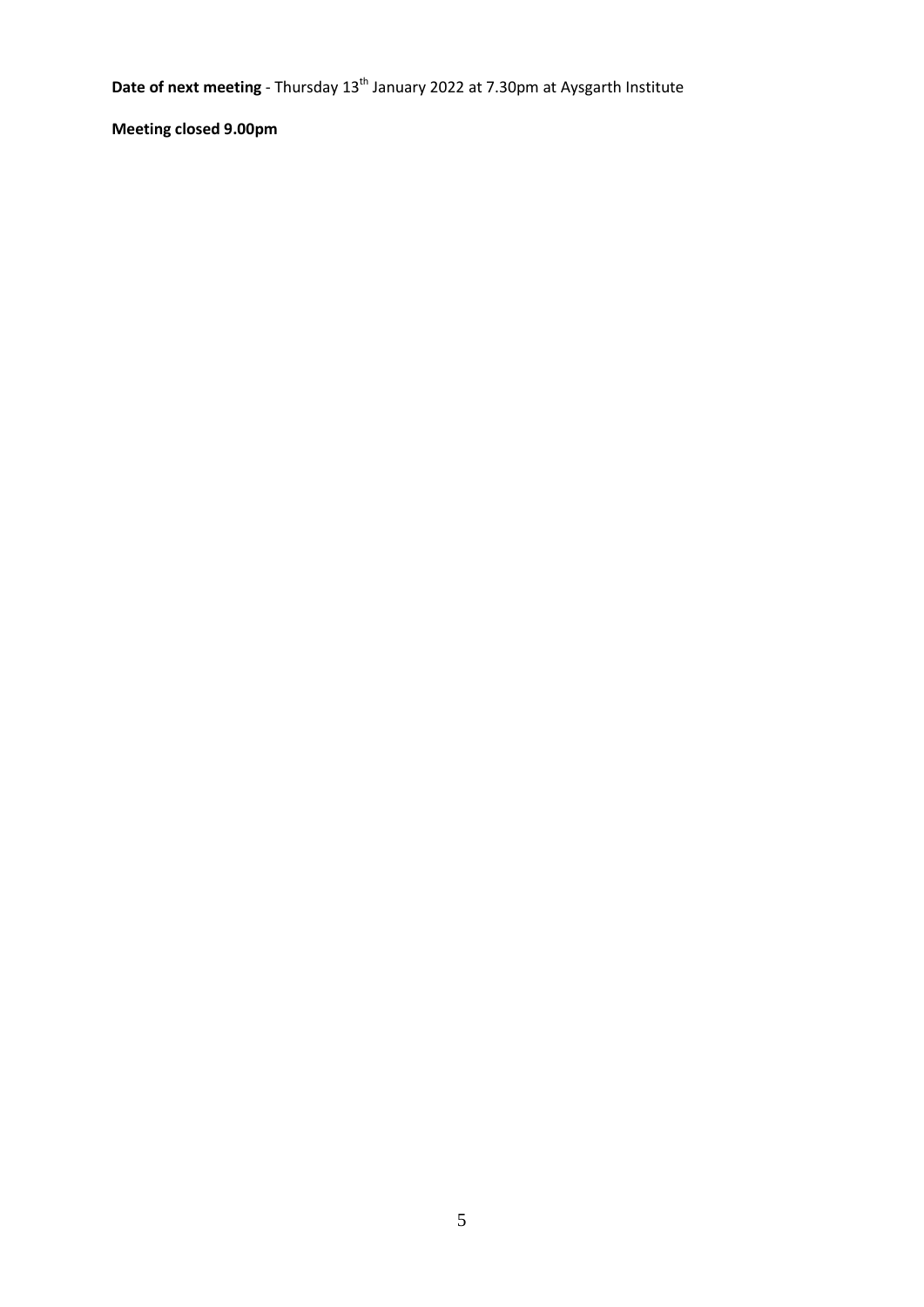**Date of next meeting** - Thursday 13th January 2022 at 7.30pm at Aysgarth Institute

**Meeting closed 9.00pm**